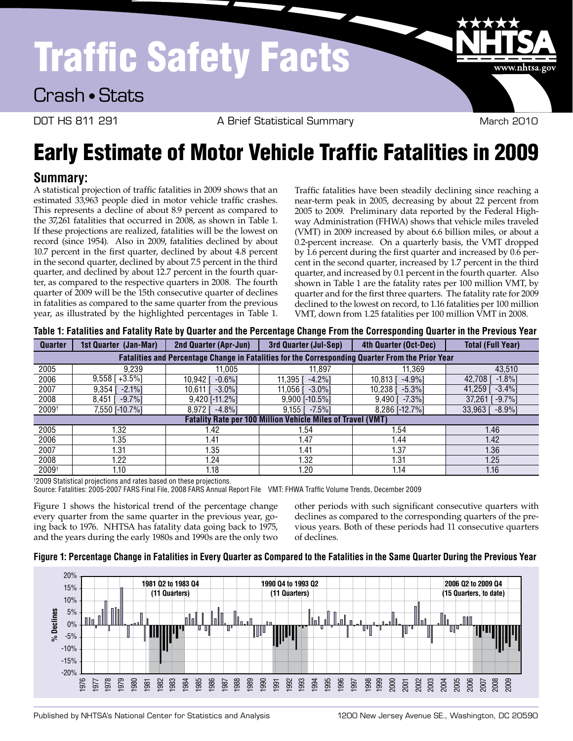# Traffic Safety Facts

## Crash • Stats

DOT HS 811 291 — A Brief Statistical Summary — March 2010

# Early Estimate of Motor Vehicle Traffic Fatalities in 2009

## Summary:

A statistical projection of traffic fatalities in 2009 shows that an estimated 33,963 people died in motor vehicle traffic crashes. This represents a decline of about 8.9 percent as compared to the 37,261 fatalities that occurred in 2008, as shown in Table 1. If these projections are realized, fatalities will be the lowest on record (since 1954). Also in 2009, fatalities declined by about 10.7 percent in the first quarter, declined by about 4.8 percent in the second quarter, declined by about 7.5 percent in the third quarter, and declined by about 12.7 percent in the fourth quarter, as compared to the respective quarters in 2008. The fourth quarter of 2009 will be the 15th consecutive quarter of declines in fatalities as compared to the same quarter from the previous year, as illustrated by the highlighted percentages in Table 1.

Traffic fatalities have been steadily declining since reaching a near-term peak in 2005, decreasing by about 22 percent from 2005 to 2009. Preliminary data reported by the Federal Highway Administration (FHWA) shows that vehicle miles traveled (VMT) in 2009 increased by about 6.6 billion miles, or about a 0.2-percent increase. On a quarterly basis, the VMT dropped by 1.6 percent during the first quarter and increased by 0.6 percent in the second quarter, increased by 1.7 percent in the third quarter, and increased by 0.1 percent in the fourth quarter. Also shown in Table 1 are the fatality rates per 100 million VMT, by quarter and for the first three quarters. The fatality rate for 2009 declined to the lowest on record, to 1.16 fatalities per 100 million VMT, down from 1.25 fatalities per 100 million VMT in 2008.

**Table 1: Fatalities and Fatality Rate by Quarter and the Percentage Change From the Corresponding Quarter in the Previous Year**

| Quarter | 1st Quarter (Jan-Mar) | 2nd Quarter (Apr-Jun) | 3rd Quarter (Jul-Sep) | 4th Quarter (Oct-Dec) | Total (Full Year) |
|---|---|---|---|---|---|
| **Fatalities and Percentage Change in Fatalities for the Corresponding Quarter From the Prior Year** | | | | | |
| 2005 | 9,239 | 11,005 | 11,897 | 11,369 | 43,510 |
| 2006 | 9,558 [ +3.5%] | 10,942 [ -0.6%] | 11,395 [ -4.2%] | 10,813 [ -4.9%] | 42,708 [ -1.8%] |
| 2007 | 9,354 [ -2.1%] | 10,611 [ -3.0%] | 11,056 [ -3.0%] | 10,238 [ -5.3%] | 41,259 [ -3.4%] |
| 2008 | 8,451 [ -9.7%] | 9,420 [-11.2%] | 9,900 [-10.5%] | 9,490 [ -7.3%] | 37,261 [ -9.7%] |
| 2009† | 7,550 [-10.7%] | 8,972 [ -4.8%] | 9,155 [ -7.5%] | 8,286 [-12.7%] | 33,963 [ -8.9%] |
| **Fatality Rate per 100 Million Vehicle Miles of Travel (VMT)** | | | | | |
| 2005 | 1.32 | 1.42 | 1.54 | 1.54 | 1.46 |
| 2006 | 1.35 | 1.41 | 1.47 | 1.44 | 1.42 |
| 2007 | 1.31 | 1.35 | 1.41 | 1.37 | 1.36 |
| 2008 | 1.22 | 1.24 | 1.32 | 1.31 | 1.25 |
| 2009† | 1.10 | 1.18 | 1.20 | 1.14 | 1.16 |

†2009 Statistical projections and rates based on these projections.

Source: Fatalities: 2005-2007 FARS Final File, 2008 FARS Annual Report File VMT: FHWA Traffic Volume Trends, December 2009

Figure 1 shows the historical trend of the percentage change every quarter from the same quarter in the previous year, going back to 1976. NHTSA has fatality data going back to 1975, and the years during the early 1980s and 1990s are the only two other periods with such significant consecutive quarters with declines as compared to the corresponding quarters of the previous years. Both of these periods had 11 consecutive quarters of declines.

**Figure 1: Percentage Change in Fatalities in Every Quarter as Compared to the Fatalities in the Same Quarter During the Previous Year**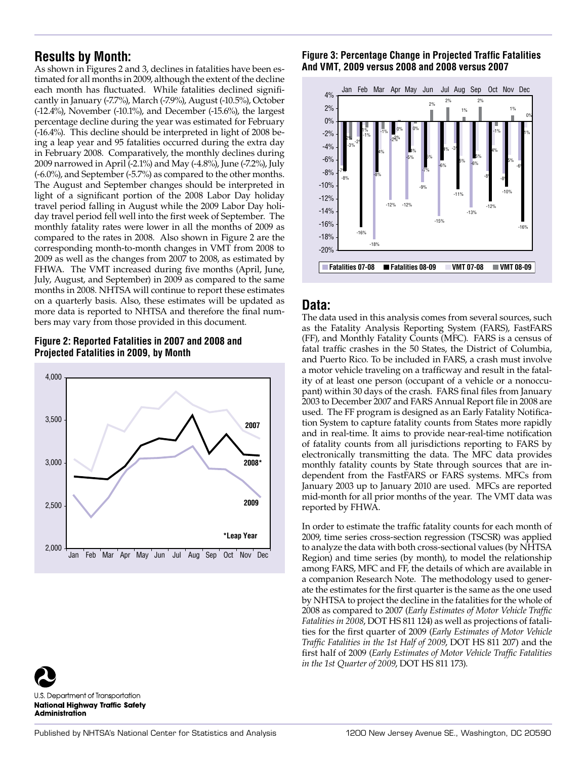## Results by Month:

As shown in Figures 2 and 3, declines in fatalities have been estimated for all months in 2009, although the extent of the decline each month has fluctuated. While fatalities declined significantly in January (-7.7%), March (-7.9%), August (-10.5%), October (-12.4%), November (-10.1%), and December (-15.6%), the largest percentage decline during the year was estimated for February (-16.4%). This decline should be interpreted in light of 2008 being a leap year and 95 fatalities occurred during the extra day in February 2008. Comparatively, the monthly declines during 2009 narrowed in April (-2.1%) and May (-4.8%), June (-7.2%), July (-6.0%), and September (-5.7%) as compared to the other months. The August and September changes should be interpreted in light of a significant portion of the 2008 Labor Day holiday travel period falling in August while the 2009 Labor Day holiday travel period fell well into the first week of September. The monthly fatality rates were lower in all the months of 2009 as compared to the rates in 2008. Also shown in Figure 2 are the corresponding month-to-month changes in VMT from 2008 to 2009 as well as the changes from 2007 to 2008, as estimated by FHWA. The VMT increased during five months (April, June, July, August, and September) in 2009 as compared to the same months in 2008. NHTSA will continue to report these estimates on a quarterly basis. Also, these estimates will be updated as more data is reported to NHTSA and therefore the final numbers may vary from those provided in this document.

**Figure 2: Reported Fatalities in 2007 and 2008 and Projected Fatalities in 2009, by Month**

4,000
3,500
3,000
2,500
2,000
Jan Feb Mar Apr May Jun Jul Aug Sep Oct Nov Dec
2007
2008*
2009
*Leap Year

**Figure 3: Percentage Change in Projected Traffic Fatalities And VMT, 2009 versus 2008 and 2008 versus 2007**

4%
2%
0%
-2%
-4%
-6%
-8%
-10%
-12%
-14%
-16%
-18%
-20%
Jan Feb Mar Apr May Jun Jul Aug Sep Oct Nov Dec
Fatalities 07-08 Fatalities 08-09 VMT 07-08 VMT 08-09

## Data:

The data used in this analysis comes from several sources, such as the Fatality Analysis Reporting System (FARS), FastFARS (FF), and Monthly Fatality Counts (MFC). FARS is a census of fatal traffic crashes in the 50 States, the District of Columbia, and Puerto Rico. To be included in FARS, a crash must involve a motor vehicle traveling on a trafficway and result in the fatality of at least one person (occupant of a vehicle or a nonoccupant) within 30 days of the crash. FARS final files from January 2003 to December 2007 and FARS Annual Report file in 2008 are used. The FF program is designed as an Early Fatality Notification System to capture fatality counts from States more rapidly and in real-time. It aims to provide near-real-time notification of fatality counts from all jurisdictions reporting to FARS by electronically transmitting the data. The MFC data provides monthly fatality counts by State through sources that are independent from the FastFARS or FARS systems. MFCs from January 2003 up to January 2010 are used. MFCs are reported mid-month for all prior months of the year. The VMT data was reported by FHWA.

In order to estimate the traffic fatality counts for each month of 2009, time series cross-section regression (TSCSR) was applied to analyze the data with both cross-sectional values (by NHTSA Region) and time series (by month), to model the relationship among FARS, MFC and FF, the details of which are available in a companion Research Note. The methodology used to generate the estimates for the first quarter is the same as the one used by NHTSA to project the decline in the fatalities for the whole of 2008 as compared to 2007 (*Early Estimates of Motor Vehicle Traffic Fatalities in 2008*, DOT HS 811 124) as well as projections of fatalities for the first quarter of 2009 (*Early Estimates of Motor Vehicle Traffic Fatalities in the 1st Half of 2009*, DOT HS 811 207) and the first half of 2009 (*Early Estimates of Motor Vehicle Traffic Fatalities in the 1st Quarter of 2009*, DOT HS 811 173).

U.S. Department of Transportation
**National Highway Traffic Safety Administration**

Published by NHTSA's National Center for Statistics and Analysis 1200 New Jersey Avenue SE., Washington, DC 20590